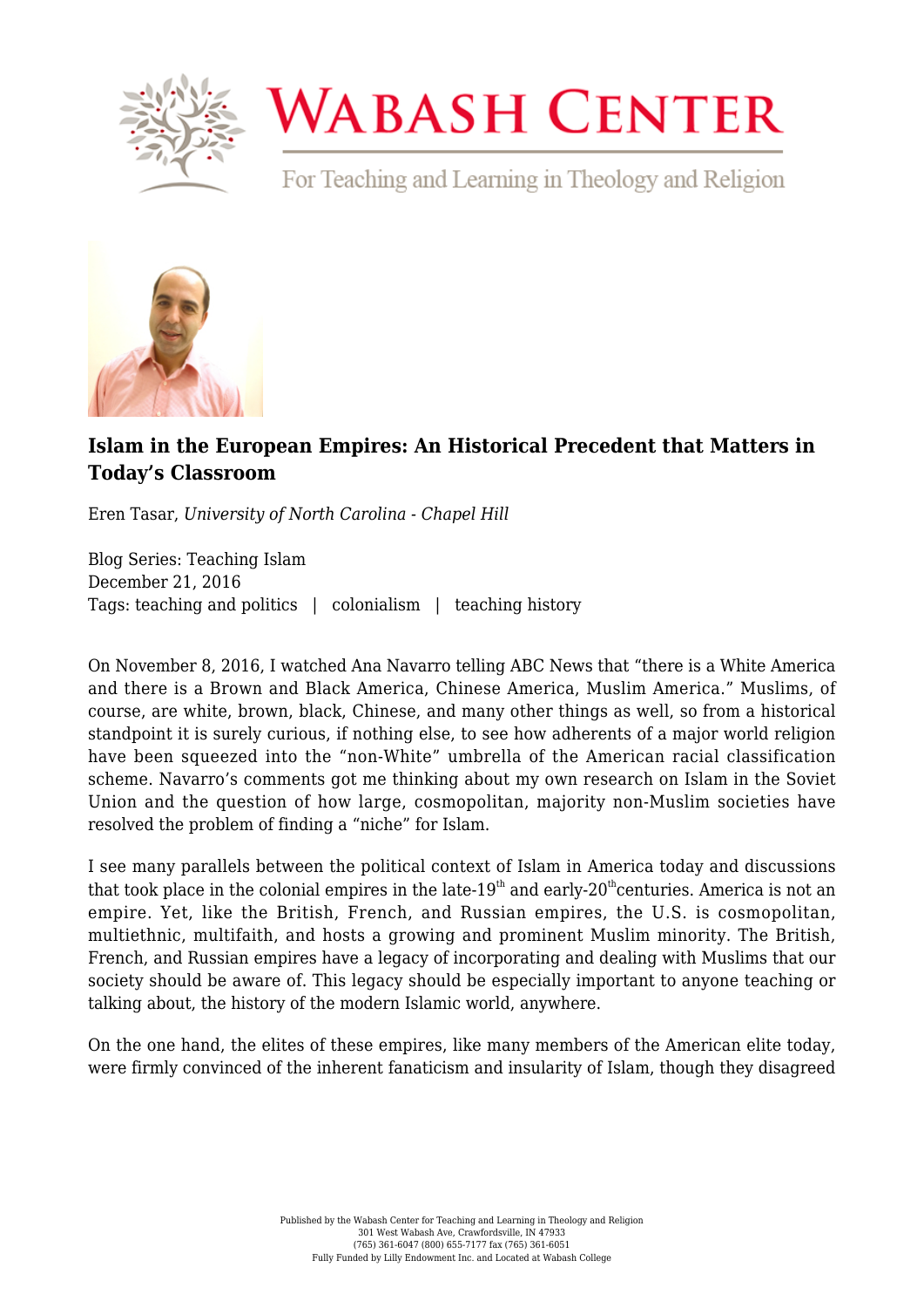# Islam in the European Empires: An Historical Precedent that Matters in Today's Classroom

Eren Tasar, *University of North Carolina - Chapel Hill*

Blog Series: Teaching Islam
December 21, 2016
Tags: teaching and politics | colonialism | teaching history

On November 8, 2016, I watched Ana Navarro telling ABC News that "there is a White America and there is a Brown and Black America, Chinese America, Muslim America." Muslims, of course, are white, brown, black, Chinese, and many other things as well, so from a historical standpoint it is surely curious, if nothing else, to see how adherents of a major world religion have been squeezed into the "non-White" umbrella of the American racial classification scheme. Navarro's comments got me thinking about my own research on Islam in the Soviet Union and the question of how large, cosmopolitan, majority non-Muslim societies have resolved the problem of finding a "niche" for Islam.

I see many parallels between the political context of Islam in America today and discussions that took place in the colonial empires in the late-19th and early-20th centuries. America is not an empire. Yet, like the British, French, and Russian empires, the U.S. is cosmopolitan, multiethnic, multifaith, and hosts a growing and prominent Muslim minority. The British, French, and Russian empires have a legacy of incorporating and dealing with Muslims that our society should be aware of. This legacy should be especially important to anyone teaching or talking about, the history of the modern Islamic world, anywhere.

On the one hand, the elites of these empires, like many members of the American elite today, were firmly convinced of the inherent fanaticism and insularity of Islam, though they disagreed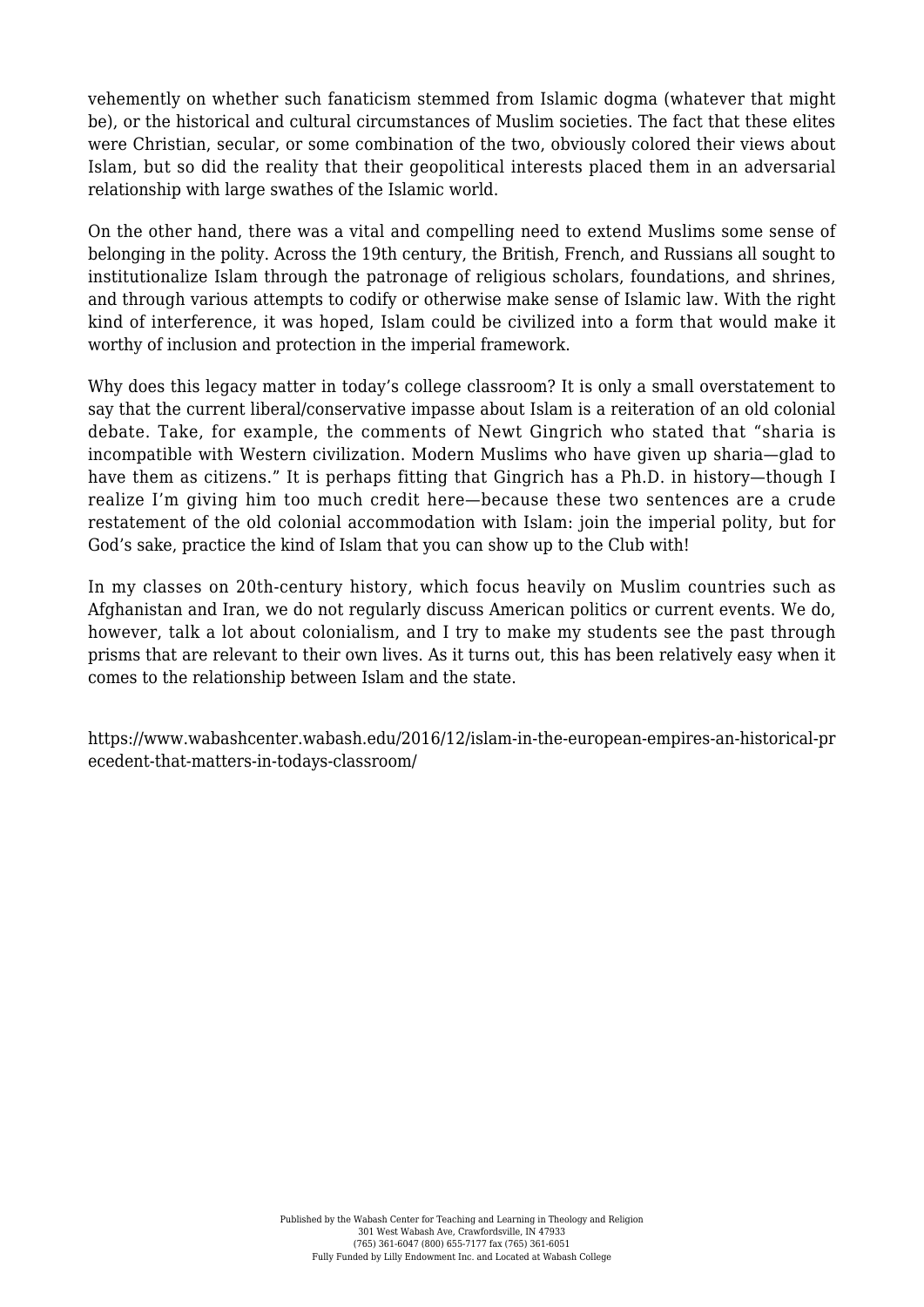vehemently on whether such fanaticism stemmed from Islamic dogma (whatever that might be), or the historical and cultural circumstances of Muslim societies. The fact that these elites were Christian, secular, or some combination of the two, obviously colored their views about Islam, but so did the reality that their geopolitical interests placed them in an adversarial relationship with large swathes of the Islamic world.

On the other hand, there was a vital and compelling need to extend Muslims some sense of belonging in the polity. Across the 19th century, the British, French, and Russians all sought to institutionalize Islam through the patronage of religious scholars, foundations, and shrines, and through various attempts to codify or otherwise make sense of Islamic law. With the right kind of interference, it was hoped, Islam could be civilized into a form that would make it worthy of inclusion and protection in the imperial framework.

Why does this legacy matter in today's college classroom? It is only a small overstatement to say that the current liberal/conservative impasse about Islam is a reiteration of an old colonial debate. Take, for example, the comments of Newt Gingrich who stated that "sharia is incompatible with Western civilization. Modern Muslims who have given up sharia—glad to have them as citizens." It is perhaps fitting that Gingrich has a Ph.D. in history—though I realize I'm giving him too much credit here—because these two sentences are a crude restatement of the old colonial accommodation with Islam: join the imperial polity, but for God's sake, practice the kind of Islam that you can show up to the Club with!

In my classes on 20th-century history, which focus heavily on Muslim countries such as Afghanistan and Iran, we do not regularly discuss American politics or current events. We do, however, talk a lot about colonialism, and I try to make my students see the past through prisms that are relevant to their own lives. As it turns out, this has been relatively easy when it comes to the relationship between Islam and the state.

https://www.wabashcenter.wabash.edu/2016/12/islam-in-the-european-empires-an-historical-precedent-that-matters-in-todays-classroom/